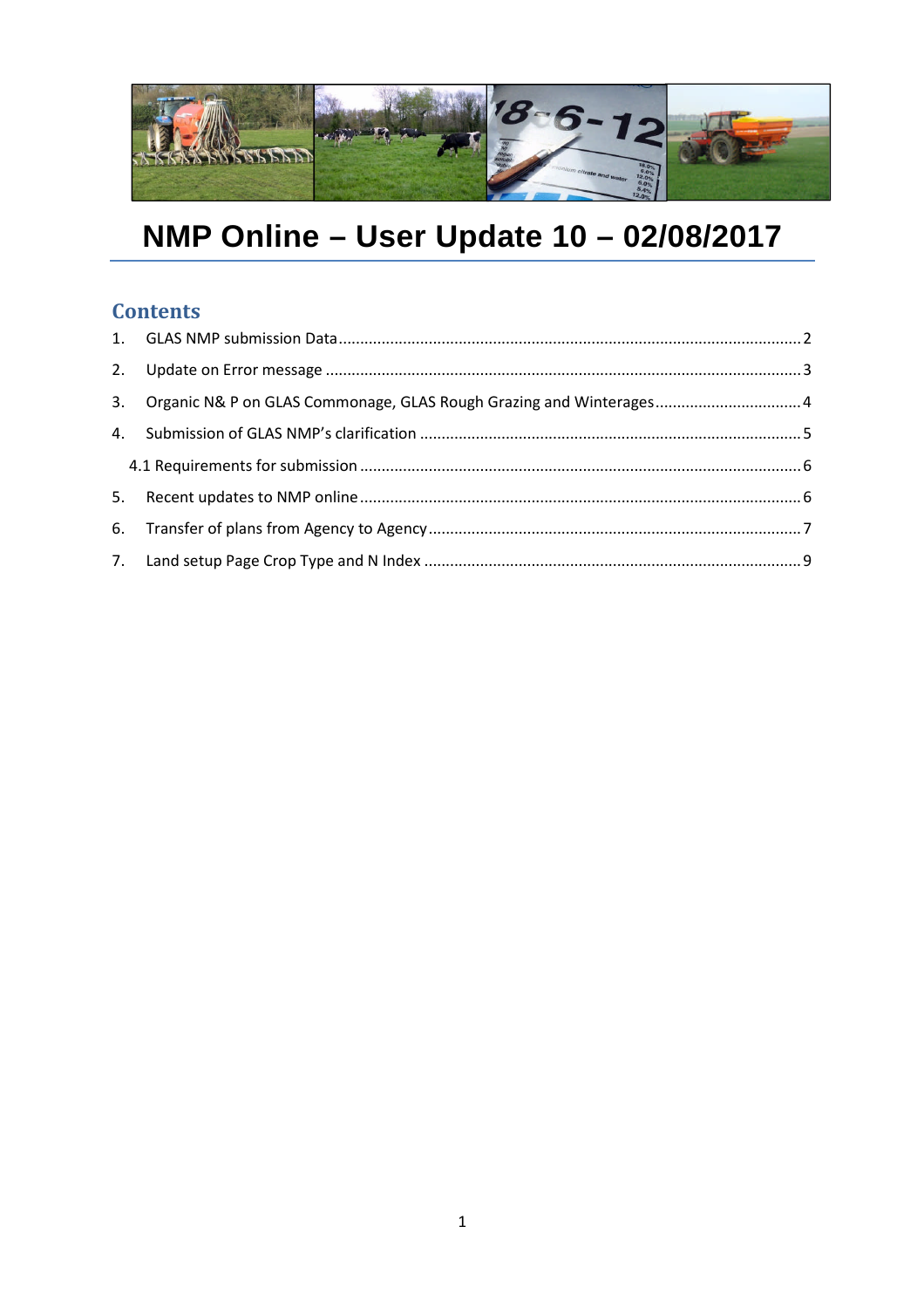# NMP Online – User Update 10 – 02/08/2017

## Contents

1. GLAS NMP submission Data .......... 2
2. Update on Error message .......... 3
3. Organic N& P on GLAS Commonage, GLAS Rough Grazing and Winterages .......... 4
4. Submission of GLAS NMP's clarification .......... 5
   - 4.1 Requirements for submission .......... 6
5. Recent updates to NMP online .......... 6
6. Transfer of plans from Agency to Agency .......... 7
7. Land setup Page Crop Type and N Index .......... 9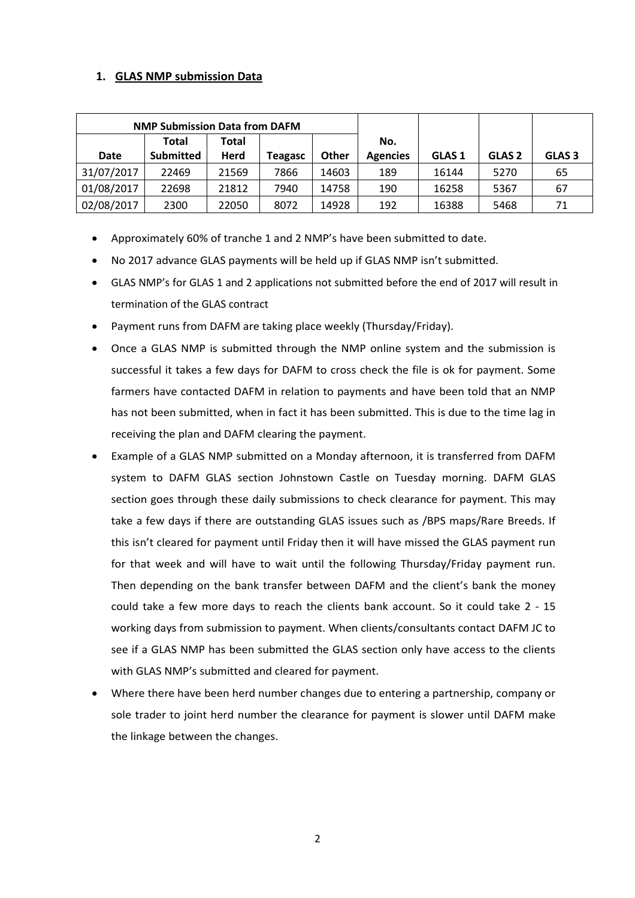## 1. GLAS NMP submission Data

| NMP Submission Data from DAFM | | | | | | | | |
|---|---|---|---|---|---|---|---|---|
| Date | Total Submitted | Total Herd | Teagasc | Other | No. Agencies | GLAS 1 | GLAS 2 | GLAS 3 |
| 31/07/2017 | 22469 | 21569 | 7866 | 14603 | 189 | 16144 | 5270 | 65 |
| 01/08/2017 | 22698 | 21812 | 7940 | 14758 | 190 | 16258 | 5367 | 67 |
| 02/08/2017 | 2300 | 22050 | 8072 | 14928 | 192 | 16388 | 5468 | 71 |

- Approximately 60% of tranche 1 and 2 NMP's have been submitted to date.
- No 2017 advance GLAS payments will be held up if GLAS NMP isn't submitted.
- GLAS NMP's for GLAS 1 and 2 applications not submitted before the end of 2017 will result in termination of the GLAS contract
- Payment runs from DAFM are taking place weekly (Thursday/Friday).
- Once a GLAS NMP is submitted through the NMP online system and the submission is successful it takes a few days for DAFM to cross check the file is ok for payment. Some farmers have contacted DAFM in relation to payments and have been told that an NMP has not been submitted, when in fact it has been submitted. This is due to the time lag in receiving the plan and DAFM clearing the payment.
- Example of a GLAS NMP submitted on a Monday afternoon, it is transferred from DAFM system to DAFM GLAS section Johnstown Castle on Tuesday morning. DAFM GLAS section goes through these daily submissions to check clearance for payment. This may take a few days if there are outstanding GLAS issues such as /BPS maps/Rare Breeds. If this isn't cleared for payment until Friday then it will have missed the GLAS payment run for that week and will have to wait until the following Thursday/Friday payment run. Then depending on the bank transfer between DAFM and the client's bank the money could take a few more days to reach the clients bank account. So it could take 2 - 15 working days from submission to payment. When clients/consultants contact DAFM JC to see if a GLAS NMP has been submitted the GLAS section only have access to the clients with GLAS NMP's submitted and cleared for payment.
- Where there have been herd number changes due to entering a partnership, company or sole trader to joint herd number the clearance for payment is slower until DAFM make the linkage between the changes.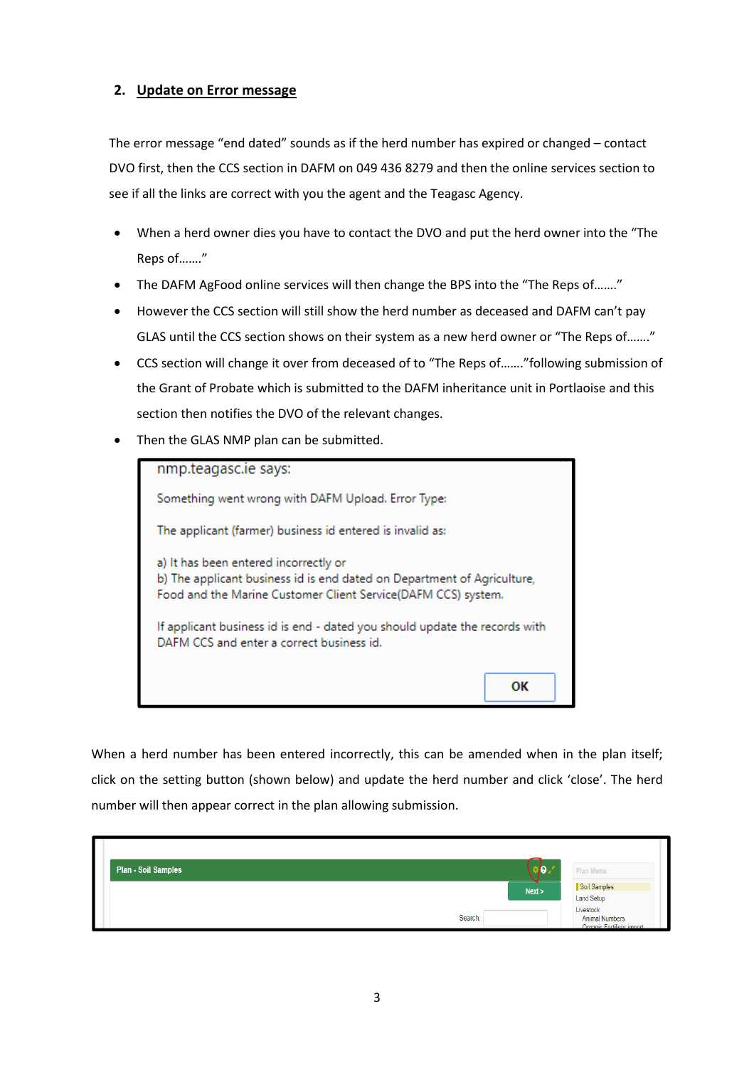## 2. Update on Error message

The error message "end dated" sounds as if the herd number has expired or changed – contact DVO first, then the CCS section in DAFM on 049 436 8279 and then the online services section to see if all the links are correct with you the agent and the Teagasc Agency.

- When a herd owner dies you have to contact the DVO and put the herd owner into the "The Reps of……."
- The DAFM AgFood online services will then change the BPS into the "The Reps of……."
- However the CCS section will still show the herd number as deceased and DAFM can't pay GLAS until the CCS section shows on their system as a new herd owner or "The Reps of……."
- CCS section will change it over from deceased of to "The Reps of……."following submission of the Grant of Probate which is submitted to the DAFM inheritance unit in Portlaoise and this section then notifies the DVO of the relevant changes.
- Then the GLAS NMP plan can be submitted.

nmp.teagasc.ie says:

Something went wrong with DAFM Upload. Error Type:

The applicant (farmer) business id entered is invalid as:

a) It has been entered incorrectly or
b) The applicant business id is end dated on Department of Agriculture, Food and the Marine Customer Client Service(DAFM CCS) system.

If applicant business id is end - dated you should update the records with DAFM CCS and enter a correct business id.

OK

When a herd number has been entered incorrectly, this can be amended when in the plan itself; click on the setting button (shown below) and update the herd number and click 'close'. The herd number will then appear correct in the plan allowing submission.

Plan - Soil Samples

Next >

Search:

Plan Menu
Soil Samples
Land Setup
Livestock
Animal Numbers
Organic Fertiliser import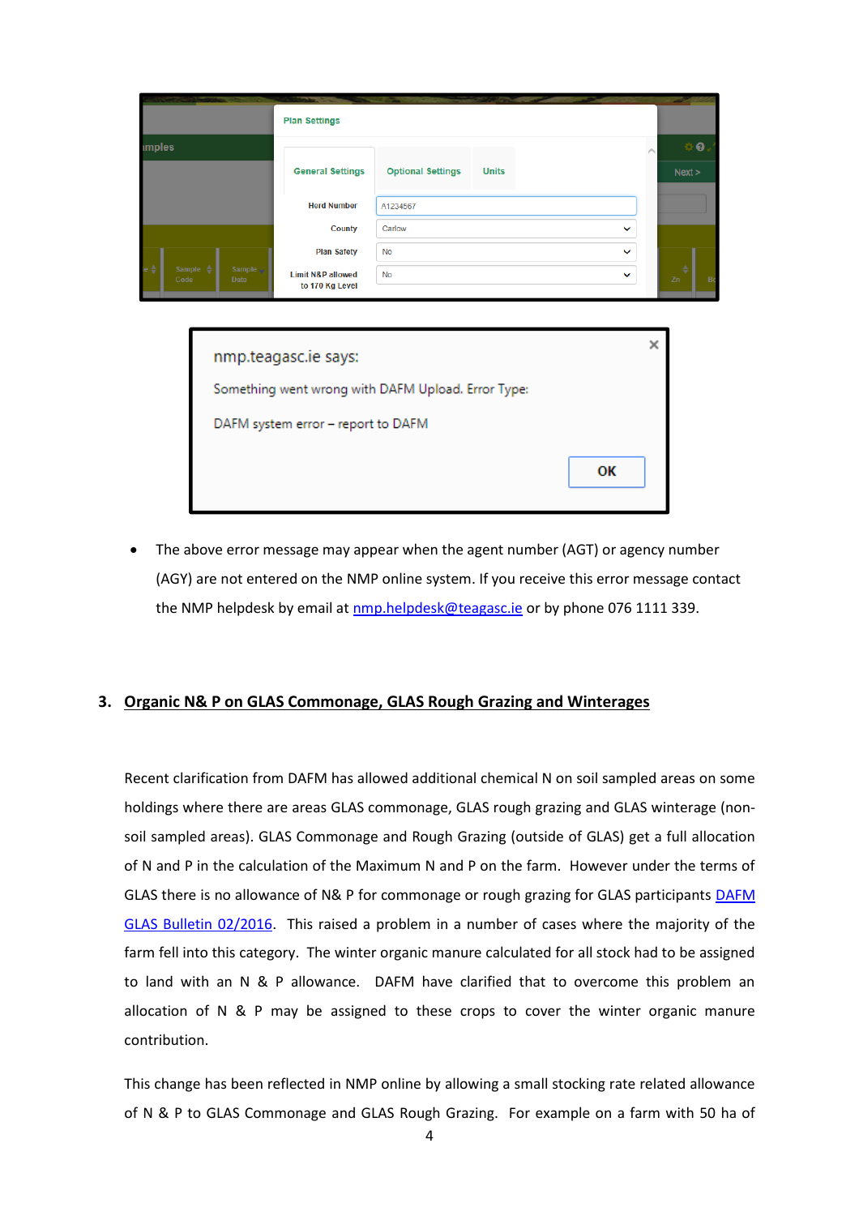- The above error message may appear when the agent number (AGT) or agency number (AGY) are not entered on the NMP online system. If you receive this error message contact the NMP helpdesk by email at [nmp.helpdesk@teagasc.ie](mailto:nmp.helpdesk@teagasc.ie) or by phone 076 1111 339.

## 3. Organic N& P on GLAS Commonage, GLAS Rough Grazing and Winterages

Recent clarification from DAFM has allowed additional chemical N on soil sampled areas on some holdings where there are areas GLAS commonage, GLAS rough grazing and GLAS winterage (non-soil sampled areas). GLAS Commonage and Rough Grazing (outside of GLAS) get a full allocation of N and P in the calculation of the Maximum N and P on the farm. However under the terms of GLAS there is no allowance of N& P for commonage or rough grazing for GLAS participants DAFM GLAS Bulletin 02/2016. This raised a problem in a number of cases where the majority of the farm fell into this category. The winter organic manure calculated for all stock had to be assigned to land with an N & P allowance. DAFM have clarified that to overcome this problem an allocation of N & P may be assigned to these crops to cover the winter organic manure contribution.

This change has been reflected in NMP online by allowing a small stocking rate related allowance of N & P to GLAS Commonage and GLAS Rough Grazing. For example on a farm with 50 ha of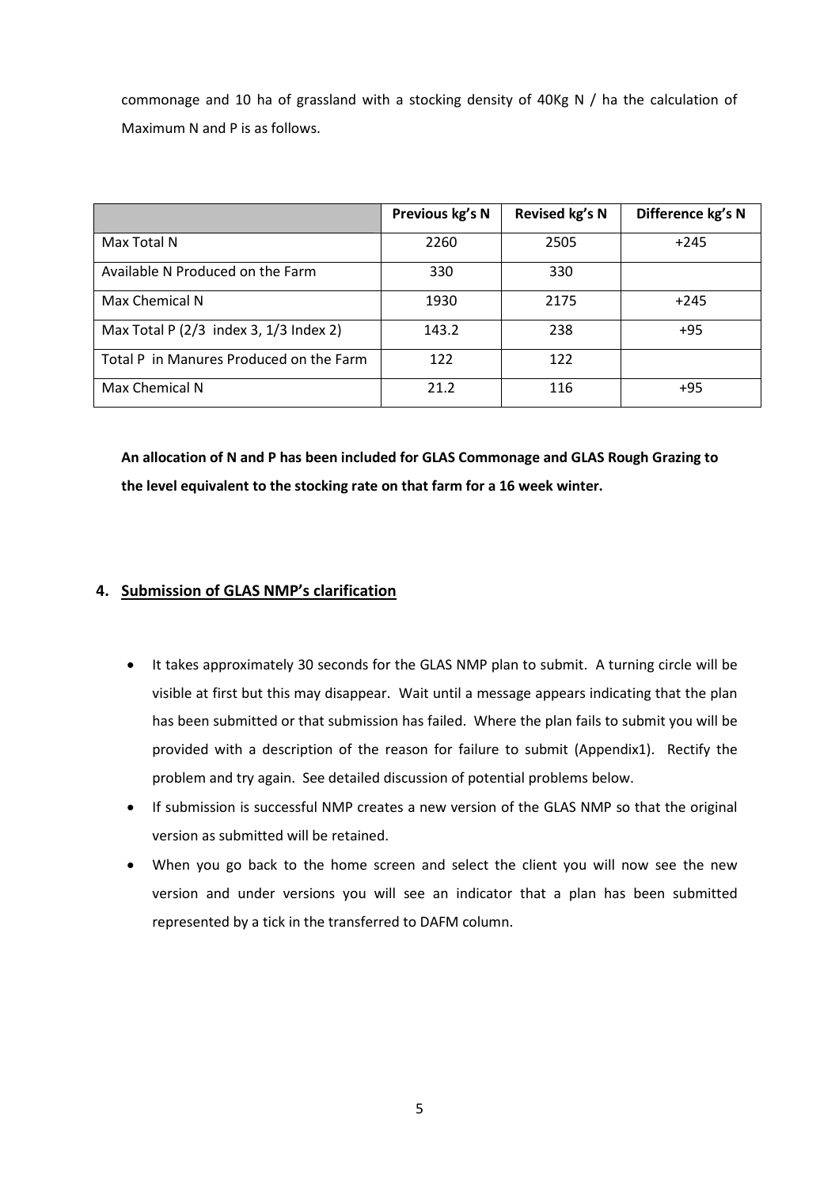commonage and 10 ha of grassland with a stocking density of 40Kg N / ha the calculation of Maximum N and P is as follows.

| | Previous kg's N | Revised kg's N | Difference kg's N |
|---|---|---|---|
| Max Total N | 2260 | 2505 | +245 |
| Available N Produced on the Farm | 330 | 330 | |
| Max Chemical N | 1930 | 2175 | +245 |
| Max Total P (2/3 index 3, 1/3 Index 2) | 143.2 | 238 | +95 |
| Total P in Manures Produced on the Farm | 122 | 122 | |
| Max Chemical N | 21.2 | 116 | +95 |

**An allocation of N and P has been included for GLAS Commonage and GLAS Rough Grazing to the level equivalent to the stocking rate on that farm for a 16 week winter.**

## 4. Submission of GLAS NMP's clarification

- It takes approximately 30 seconds for the GLAS NMP plan to submit. A turning circle will be visible at first but this may disappear. Wait until a message appears indicating that the plan has been submitted or that submission has failed. Where the plan fails to submit you will be provided with a description of the reason for failure to submit (Appendix1). Rectify the problem and try again. See detailed discussion of potential problems below.
- If submission is successful NMP creates a new version of the GLAS NMP so that the original version as submitted will be retained.
- When you go back to the home screen and select the client you will now see the new version and under versions you will see an indicator that a plan has been submitted represented by a tick in the transferred to DAFM column.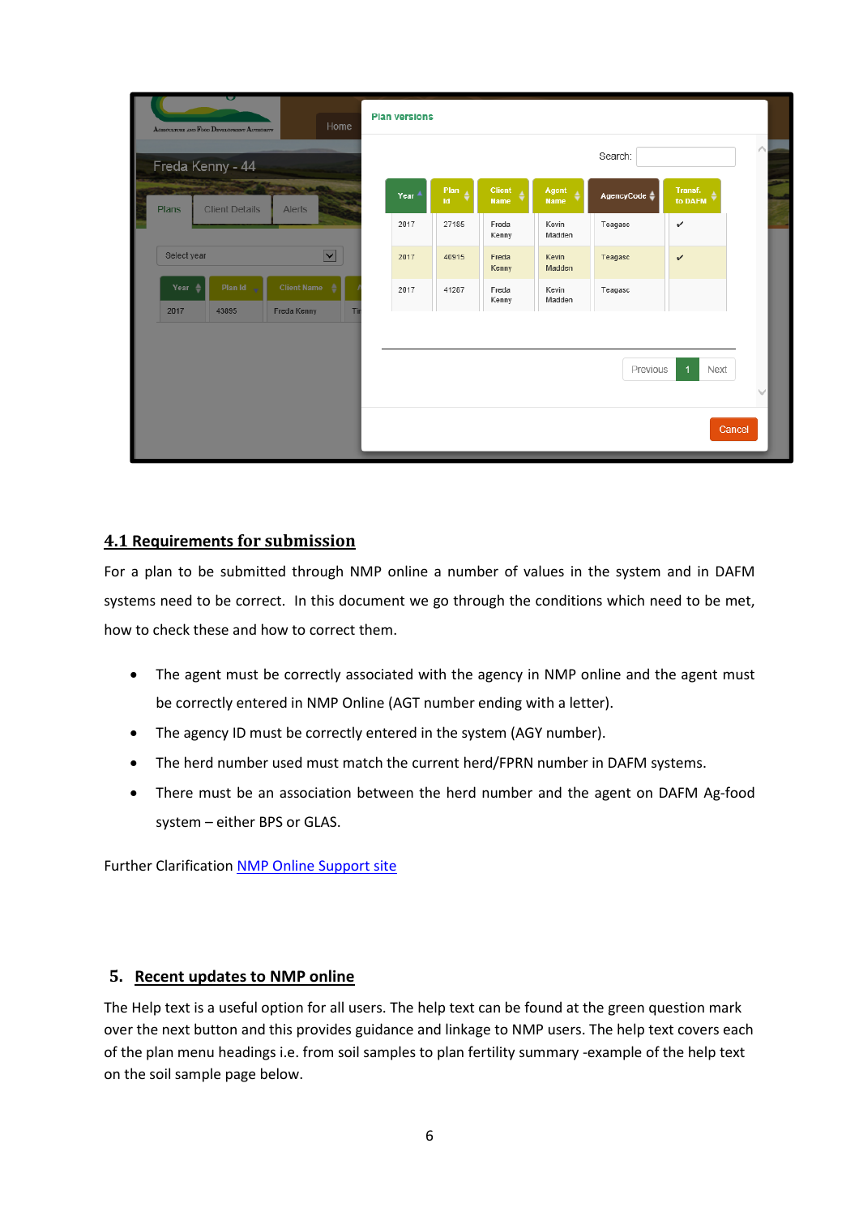## 4.1 Requirements for submission

For a plan to be submitted through NMP online a number of values in the system and in DAFM systems need to be correct. In this document we go through the conditions which need to be met, how to check these and how to correct them.

- The agent must be correctly associated with the agency in NMP online and the agent must be correctly entered in NMP Online (AGT number ending with a letter).
- The agency ID must be correctly entered in the system (AGY number).
- The herd number used must match the current herd/FPRN number in DAFM systems.
- There must be an association between the herd number and the agent on DAFM Ag-food system – either BPS or GLAS.

Further Clarification NMP Online Support site

## 5. Recent updates to NMP online

The Help text is a useful option for all users. The help text can be found at the green question mark over the next button and this provides guidance and linkage to NMP users. The help text covers each of the plan menu headings i.e. from soil samples to plan fertility summary -example of the help text on the soil sample page below.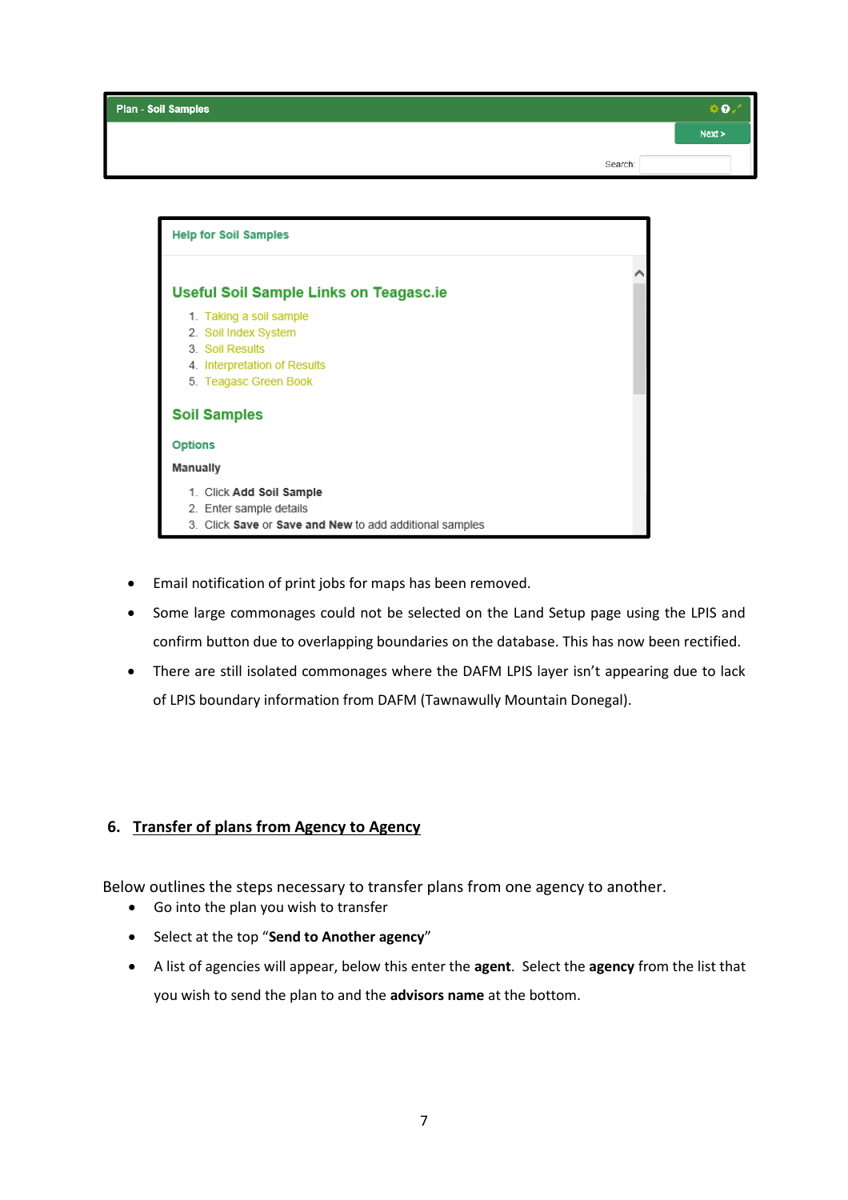Plan - Soil Samples

Next >

Search:

Help for Soil Samples

Useful Soil Sample Links on Teagasc.ie

1. Taking a soil sample
2. Soil Index System
3. Soil Results
4. Interpretation of Results
5. Teagasc Green Book

Soil Samples

Options

Manually

1. Click **Add Soil Sample**
2. Enter sample details
3. Click **Save** or **Save and New** to add additional samples

- Email notification of print jobs for maps has been removed.
- Some large commonages could not be selected on the Land Setup page using the LPIS and confirm button due to overlapping boundaries on the database. This has now been rectified.
- There are still isolated commonages where the DAFM LPIS layer isn't appearing due to lack of LPIS boundary information from DAFM (Tawnawully Mountain Donegal).

## 6. Transfer of plans from Agency to Agency

Below outlines the steps necessary to transfer plans from one agency to another.

- Go into the plan you wish to transfer
- Select at the top "**Send to Another agency**"
- A list of agencies will appear, below this enter the **agent**. Select the **agency** from the list that you wish to send the plan to and the **advisors name** at the bottom.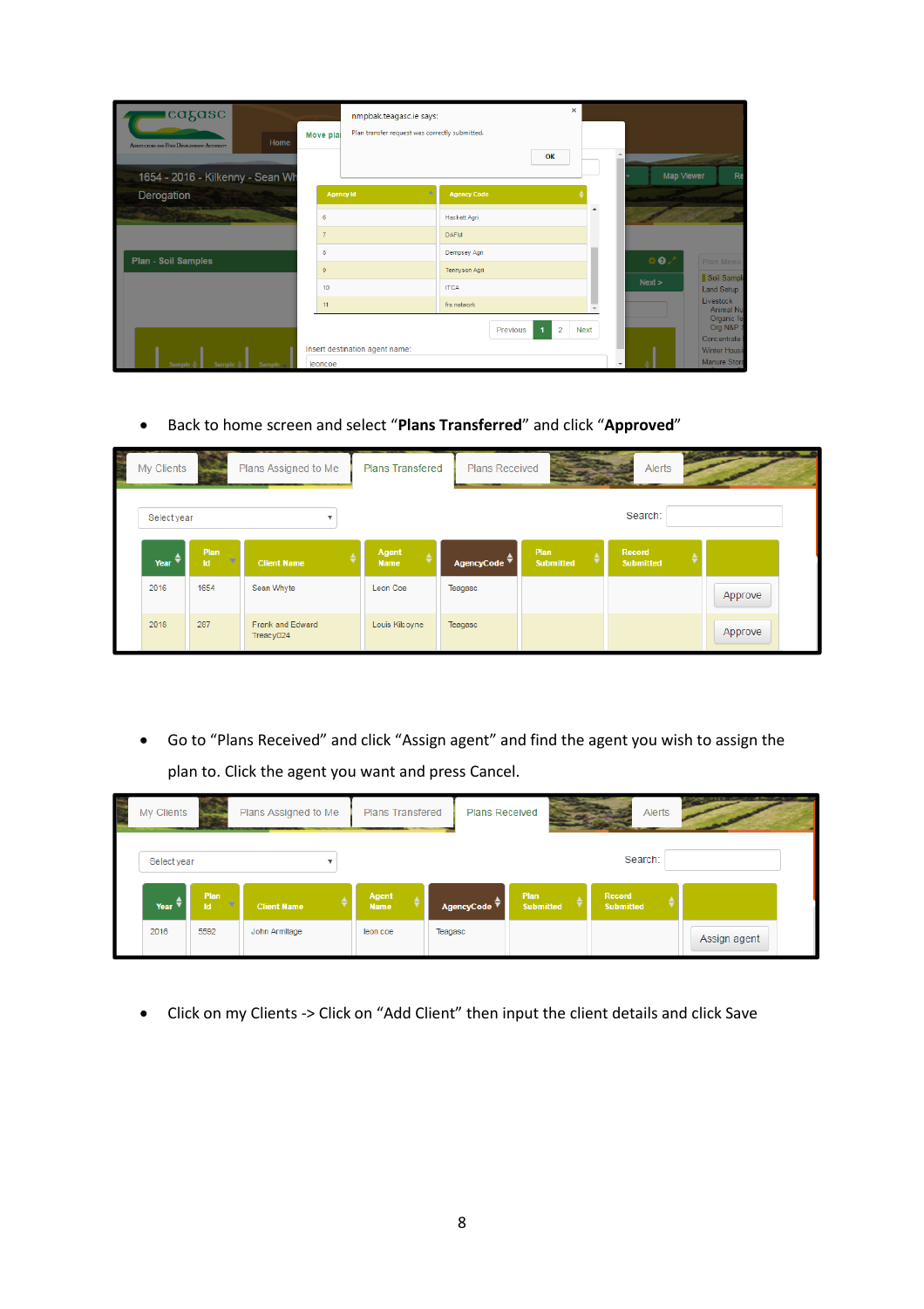- Back to home screen and select "**Plans Transferred**" and click "**Approved**"

- Go to "Plans Received" and click "Assign agent" and find the agent you wish to assign the plan to. Click the agent you want and press Cancel.

- Click on my Clients -> Click on "Add Client" then input the client details and click Save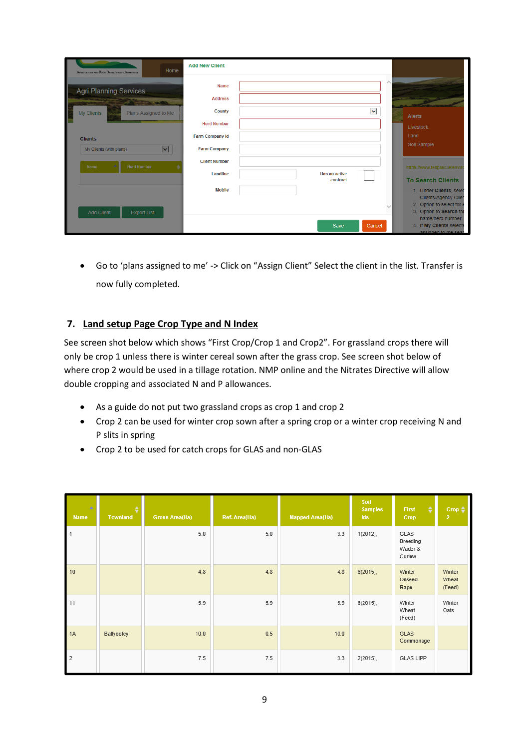- Go to 'plans assigned to me' -> Click on "Assign Client" Select the client in the list. Transfer is now fully completed.

## 7. Land setup Page Crop Type and N Index

See screen shot below which shows "First Crop/Crop 1 and Crop2". For grassland crops there will only be crop 1 unless there is winter cereal sown after the grass crop. See screen shot below of where crop 2 would be used in a tillage rotation. NMP online and the Nitrates Directive will allow double cropping and associated N and P allowances.

- As a guide do not put two grassland crops as crop 1 and crop 2
- Crop 2 can be used for winter crop sown after a spring crop or a winter crop receiving N and P slits in spring
- Crop 2 to be used for catch crops for GLAS and non-GLAS

| Name | Townland | Gross Area(Ha) | Ref. Area(Ha) | Mapped Area(Ha) | Soil Samples Ids | First Crop | Crop 2 |
|---|---|---|---|---|---|---|---|
| 1 | | 5.0 | 5.0 | 3.3 | 1(2012), | GLAS Breeding Wader & Curlew | |
| 10 | | 4.8 | 4.8 | 4.8 | 6(2015), | Winter Oilseed Rape | Winter Wheat (Feed) |
| 11 | | 5.9 | 5.9 | 5.9 | 6(2015), | Winter Wheat (Feed) | Winter Oats |
| 1A | Ballybofey | 10.0 | 0.5 | 10.0 | | GLAS Commonage | |
| 2 | | 7.5 | 7.5 | 3.3 | 2(2015), | GLAS LIPP | |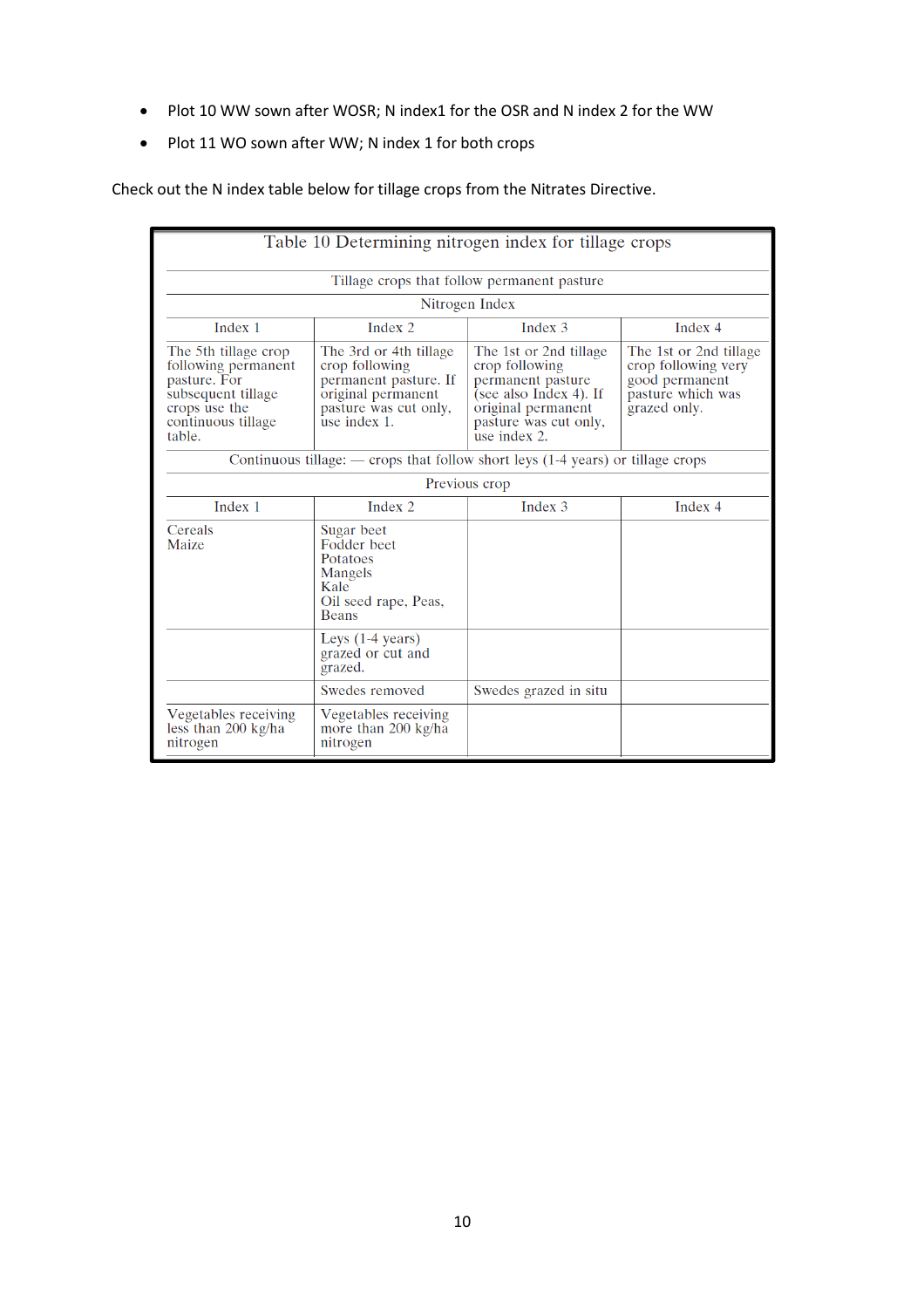- Plot 10 WW sown after WOSR; N index1 for the OSR and N index 2 for the WW
- Plot 11 WO sown after WW; N index 1 for both crops

Check out the N index table below for tillage crops from the Nitrates Directive.

Table 10 Determining nitrogen index for tillage crops

| Tillage crops that follow permanent pasture | | | |
|---|---|---|---|
| Nitrogen Index | | | |
| Index 1 | Index 2 | Index 3 | Index 4 |
| The 5th tillage crop following permanent pasture. For subsequent tillage crops use the continuous tillage table. | The 3rd or 4th tillage crop following permanent pasture. If original permanent pasture was cut only, use index 1. | The 1st or 2nd tillage crop following permanent pasture (see also Index 4). If original permanent pasture was cut only, use index 2. | The 1st or 2nd tillage crop following very good permanent pasture which was grazed only. |
| Continuous tillage: — crops that follow short leys (1-4 years) or tillage crops | | | |
| Previous crop | | | |
| Index 1 | Index 2 | Index 3 | Index 4 |
| Cereals<br>Maize | Sugar beet<br>Fodder beet<br>Potatoes<br>Mangels<br>Kale<br>Oil seed rape, Peas, Beans | | |
| | Leys (1-4 years) grazed or cut and grazed. | | |
| | Swedes removed | Swedes grazed in situ | |
| Vegetables receiving less than 200 kg/ha nitrogen | Vegetables receiving more than 200 kg/ha nitrogen | | |